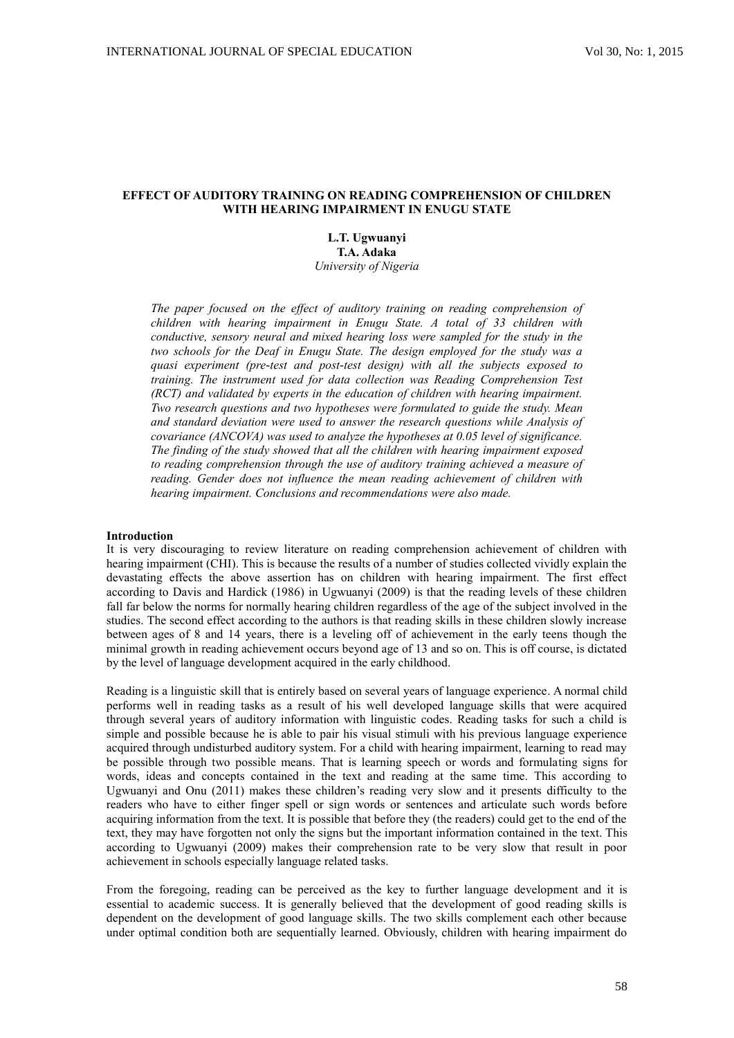# EFFECT OF AUDITORY TRAINING ON READING COMPREHENSION OF CHILDREN WITH HEARING IMPAIRMENT IN ENUGU STATE

**L.T. Ugwuanyi**
**T.A. Adaka**
*University of Nigeria*

*The paper focused on the effect of auditory training on reading comprehension of children with hearing impairment in Enugu State. A total of 33 children with conductive, sensory neural and mixed hearing loss were sampled for the study in the two schools for the Deaf in Enugu State. The design employed for the study was a quasi experiment (pre-test and post-test design) with all the subjects exposed to training. The instrument used for data collection was Reading Comprehension Test (RCT) and validated by experts in the education of children with hearing impairment. Two research questions and two hypotheses were formulated to guide the study. Mean and standard deviation were used to answer the research questions while Analysis of covariance (ANCOVA) was used to analyze the hypotheses at 0.05 level of significance. The finding of the study showed that all the children with hearing impairment exposed to reading comprehension through the use of auditory training achieved a measure of reading. Gender does not influence the mean reading achievement of children with hearing impairment. Conclusions and recommendations were also made.*

## Introduction

It is very discouraging to review literature on reading comprehension achievement of children with hearing impairment (CHI). This is because the results of a number of studies collected vividly explain the devastating effects the above assertion has on children with hearing impairment. The first effect according to Davis and Hardick (1986) in Ugwuanyi (2009) is that the reading levels of these children fall far below the norms for normally hearing children regardless of the age of the subject involved in the studies. The second effect according to the authors is that reading skills in these children slowly increase between ages of 8 and 14 years, there is a leveling off of achievement in the early teens though the minimal growth in reading achievement occurs beyond age of 13 and so on. This is off course, is dictated by the level of language development acquired in the early childhood.

Reading is a linguistic skill that is entirely based on several years of language experience. A normal child performs well in reading tasks as a result of his well developed language skills that were acquired through several years of auditory information with linguistic codes. Reading tasks for such a child is simple and possible because he is able to pair his visual stimuli with his previous language experience acquired through undisturbed auditory system. For a child with hearing impairment, learning to read may be possible through two possible means. That is learning speech or words and formulating signs for words, ideas and concepts contained in the text and reading at the same time. This according to Ugwuanyi and Onu (2011) makes these children's reading very slow and it presents difficulty to the readers who have to either finger spell or sign words or sentences and articulate such words before acquiring information from the text. It is possible that before they (the readers) could get to the end of the text, they may have forgotten not only the signs but the important information contained in the text. This according to Ugwuanyi (2009) makes their comprehension rate to be very slow that result in poor achievement in schools especially language related tasks.

From the foregoing, reading can be perceived as the key to further language development and it is essential to academic success. It is generally believed that the development of good reading skills is dependent on the development of good language skills. The two skills complement each other because under optimal condition both are sequentially learned. Obviously, children with hearing impairment do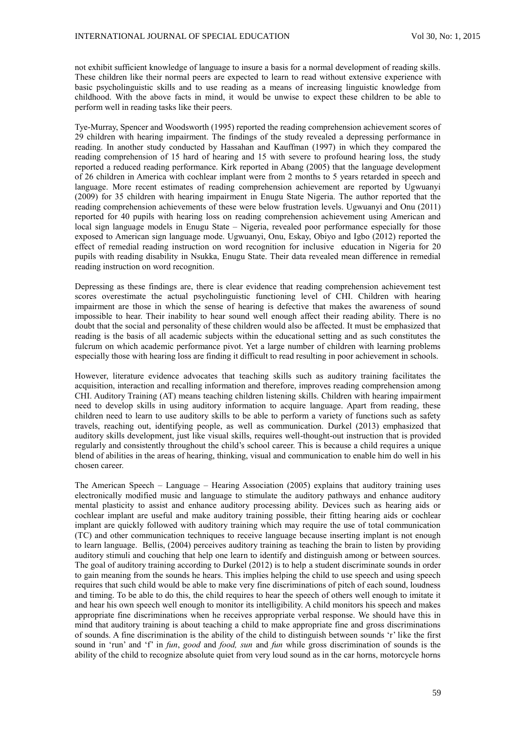not exhibit sufficient knowledge of language to insure a basis for a normal development of reading skills. These children like their normal peers are expected to learn to read without extensive experience with basic psycholinguistic skills and to use reading as a means of increasing linguistic knowledge from childhood. With the above facts in mind, it would be unwise to expect these children to be able to perform well in reading tasks like their peers.

Tye-Murray, Spencer and Woodsworth (1995) reported the reading comprehension achievement scores of 29 children with hearing impairment. The findings of the study revealed a depressing performance in reading. In another study conducted by Hassahan and Kauffman (1997) in which they compared the reading comprehension of 15 hard of hearing and 15 with severe to profound hearing loss, the study reported a reduced reading performance. Kirk reported in Abang (2005) that the language development of 26 children in America with cochlear implant were from 2 months to 5 years retarded in speech and language. More recent estimates of reading comprehension achievement are reported by Ugwuanyi (2009) for 35 children with hearing impairment in Enugu State Nigeria. The author reported that the reading comprehension achievements of these were below frustration levels. Ugwuanyi and Onu (2011) reported for 40 pupils with hearing loss on reading comprehension achievement using American and local sign language models in Enugu State – Nigeria, revealed poor performance especially for those exposed to American sign language mode. Ugwuanyi, Onu, Eskay, Obiyo and Igbo (2012) reported the effect of remedial reading instruction on word recognition for inclusive education in Nigeria for 20 pupils with reading disability in Nsukka, Enugu State. Their data revealed mean difference in remedial reading instruction on word recognition.

Depressing as these findings are, there is clear evidence that reading comprehension achievement test scores overestimate the actual psycholinguistic functioning level of CHI. Children with hearing impairment are those in which the sense of hearing is defective that makes the awareness of sound impossible to hear. Their inability to hear sound well enough affect their reading ability. There is no doubt that the social and personality of these children would also be affected. It must be emphasized that reading is the basis of all academic subjects within the educational setting and as such constitutes the fulcrum on which academic performance pivot. Yet a large number of children with learning problems especially those with hearing loss are finding it difficult to read resulting in poor achievement in schools.

However, literature evidence advocates that teaching skills such as auditory training facilitates the acquisition, interaction and recalling information and therefore, improves reading comprehension among CHI. Auditory Training (AT) means teaching children listening skills. Children with hearing impairment need to develop skills in using auditory information to acquire language. Apart from reading, these children need to learn to use auditory skills to be able to perform a variety of functions such as safety travels, reaching out, identifying people, as well as communication. Durkel (2013) emphasized that auditory skills development, just like visual skills, requires well-thought-out instruction that is provided regularly and consistently throughout the child's school career. This is because a child requires a unique blend of abilities in the areas of hearing, thinking, visual and communication to enable him do well in his chosen career.

The American Speech – Language – Hearing Association (2005) explains that auditory training uses electronically modified music and language to stimulate the auditory pathways and enhance auditory mental plasticity to assist and enhance auditory processing ability. Devices such as hearing aids or cochlear implant are useful and make auditory training possible, their fitting hearing aids or cochlear implant are quickly followed with auditory training which may require the use of total communication (TC) and other communication techniques to receive language because inserting implant is not enough to learn language. Bellis, (2004) perceives auditory training as teaching the brain to listen by providing auditory stimuli and couching that help one learn to identify and distinguish among or between sources. The goal of auditory training according to Durkel (2012) is to help a student discriminate sounds in order to gain meaning from the sounds he hears. This implies helping the child to use speech and using speech requires that such child would be able to make very fine discriminations of pitch of each sound, loudness and timing. To be able to do this, the child requires to hear the speech of others well enough to imitate it and hear his own speech well enough to monitor its intelligibility. A child monitors his speech and makes appropriate fine discriminations when he receives appropriate verbal response. We should have this in mind that auditory training is about teaching a child to make appropriate fine and gross discriminations of sounds. A fine discrimination is the ability of the child to distinguish between sounds 'r' like the first sound in 'run' and 'f' in *fun*, *good* and *food, sun* and *fun* while gross discrimination of sounds is the ability of the child to recognize absolute quiet from very loud sound as in the car horns, motorcycle horns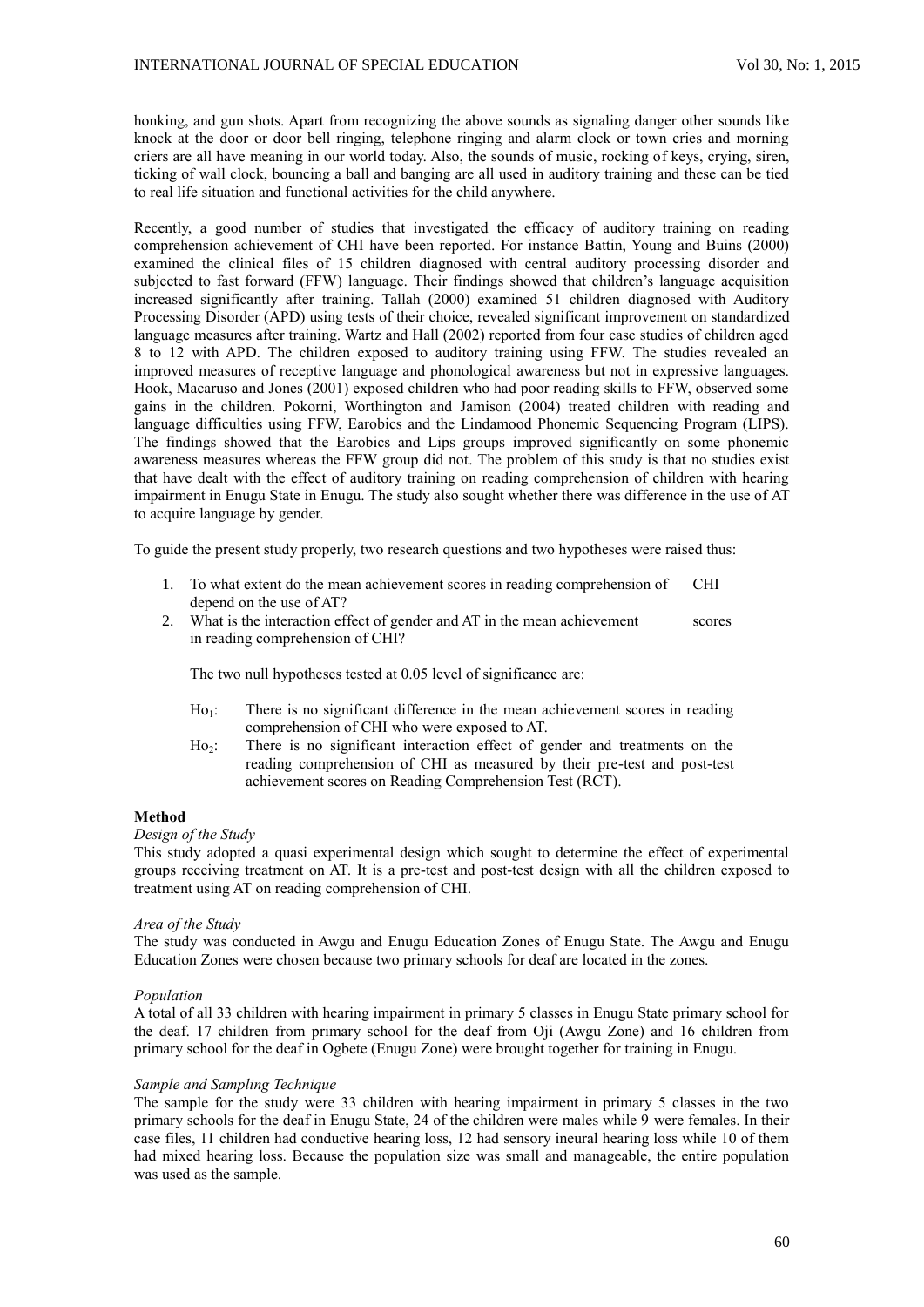honking, and gun shots. Apart from recognizing the above sounds as signaling danger other sounds like knock at the door or door bell ringing, telephone ringing and alarm clock or town cries and morning criers are all have meaning in our world today. Also, the sounds of music, rocking of keys, crying, siren, ticking of wall clock, bouncing a ball and banging are all used in auditory training and these can be tied to real life situation and functional activities for the child anywhere.

Recently, a good number of studies that investigated the efficacy of auditory training on reading comprehension achievement of CHI have been reported. For instance Battin, Young and Buins (2000) examined the clinical files of 15 children diagnosed with central auditory processing disorder and subjected to fast forward (FFW) language. Their findings showed that children's language acquisition increased significantly after training. Tallah (2000) examined 51 children diagnosed with Auditory Processing Disorder (APD) using tests of their choice, revealed significant improvement on standardized language measures after training. Wartz and Hall (2002) reported from four case studies of children aged 8 to 12 with APD. The children exposed to auditory training using FFW. The studies revealed an improved measures of receptive language and phonological awareness but not in expressive languages. Hook, Macaruso and Jones (2001) exposed children who had poor reading skills to FFW, observed some gains in the children. Pokorni, Worthington and Jamison (2004) treated children with reading and language difficulties using FFW, Earobics and the Lindamood Phonemic Sequencing Program (LIPS). The findings showed that the Earobics and Lips groups improved significantly on some phonemic awareness measures whereas the FFW group did not. The problem of this study is that no studies exist that have dealt with the effect of auditory training on reading comprehension of children with hearing impairment in Enugu State in Enugu. The study also sought whether there was difference in the use of AT to acquire language by gender.

To guide the present study properly, two research questions and two hypotheses were raised thus:

1. To what extent do the mean achievement scores in reading comprehension of CHI depend on the use of AT?
2. What is the interaction effect of gender and AT in the mean achievement scores in reading comprehension of CHI?

The two null hypotheses tested at 0.05 level of significance are:

$Ho_1$: There is no significant difference in the mean achievement scores in reading comprehension of CHI who were exposed to AT.

$Ho_2$: There is no significant interaction effect of gender and treatments on the reading comprehension of CHI as measured by their pre-test and post-test achievement scores on Reading Comprehension Test (RCT).

## Method

*Design of the Study*

This study adopted a quasi experimental design which sought to determine the effect of experimental groups receiving treatment on AT. It is a pre-test and post-test design with all the children exposed to treatment using AT on reading comprehension of CHI.

*Area of the Study*

The study was conducted in Awgu and Enugu Education Zones of Enugu State. The Awgu and Enugu Education Zones were chosen because two primary schools for deaf are located in the zones.

*Population*

A total of all 33 children with hearing impairment in primary 5 classes in Enugu State primary school for the deaf. 17 children from primary school for the deaf from Oji (Awgu Zone) and 16 children from primary school for the deaf in Ogbete (Enugu Zone) were brought together for training in Enugu.

*Sample and Sampling Technique*

The sample for the study were 33 children with hearing impairment in primary 5 classes in the two primary schools for the deaf in Enugu State, 24 of the children were males while 9 were females. In their case files, 11 children had conductive hearing loss, 12 had sensory ineural hearing loss while 10 of them had mixed hearing loss. Because the population size was small and manageable, the entire population was used as the sample.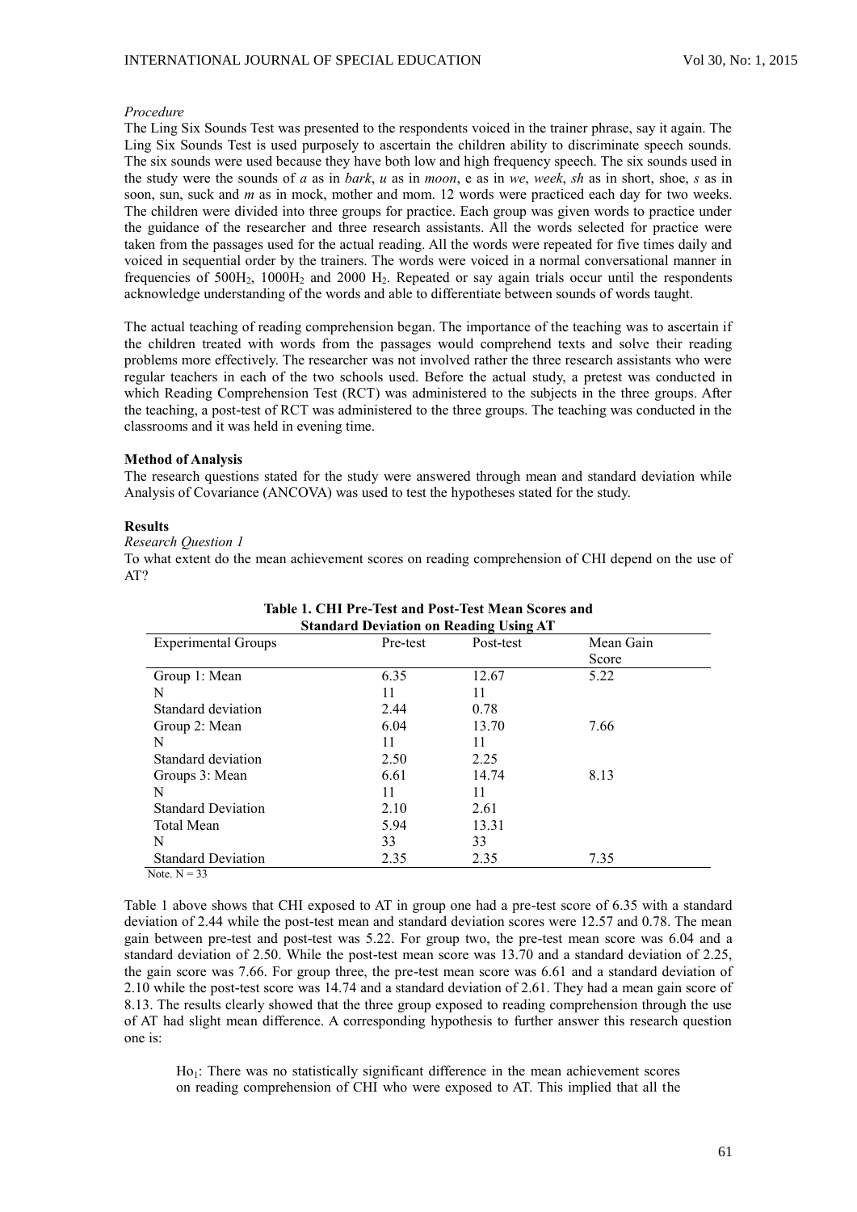*Procedure*

The Ling Six Sounds Test was presented to the respondents voiced in the trainer phrase, say it again. The Ling Six Sounds Test is used purposely to ascertain the children ability to discriminate speech sounds. The six sounds were used because they have both low and high frequency speech. The six sounds used in the study were the sounds of *a* as in *bark*, *u* as in *moon*, e as in *we*, *week*, *sh* as in short, shoe, *s* as in soon, sun, suck and *m* as in mock, mother and mom. 12 words were practiced each day for two weeks. The children were divided into three groups for practice. Each group was given words to practice under the guidance of the researcher and three research assistants. All the words selected for practice were taken from the passages used for the actual reading. All the words were repeated for five times daily and voiced in sequential order by the trainers. The words were voiced in a normal conversational manner in frequencies of $500H_2$, $1000H_2$ and 2000 $H_2$. Repeated or say again trials occur until the respondents acknowledge understanding of the words and able to differentiate between sounds of words taught.

The actual teaching of reading comprehension began. The importance of the teaching was to ascertain if the children treated with words from the passages would comprehend texts and solve their reading problems more effectively. The researcher was not involved rather the three research assistants who were regular teachers in each of the two schools used. Before the actual study, a pretest was conducted in which Reading Comprehension Test (RCT) was administered to the subjects in the three groups. After the teaching, a post-test of RCT was administered to the three groups. The teaching was conducted in the classrooms and it was held in evening time.

**Method of Analysis**

The research questions stated for the study were answered through mean and standard deviation while Analysis of Covariance (ANCOVA) was used to test the hypotheses stated for the study.

**Results**

*Research Question 1*

To what extent do the mean achievement scores on reading comprehension of CHI depend on the use of AT?

**Table 1. CHI Pre-Test and Post-Test Mean Scores and Standard Deviation on Reading Using AT**

| Experimental Groups | Pre-test | Post-test | Mean Gain Score |
|---|---|---|---|
| Group 1: Mean | 6.35 | 12.67 | 5.22 |
| N | 11 | 11 | |
| Standard deviation | 2.44 | 0.78 | |
| Group 2: Mean | 6.04 | 13.70 | 7.66 |
| N | 11 | 11 | |
| Standard deviation | 2.50 | 2.25 | |
| Groups 3: Mean | 6.61 | 14.74 | 8.13 |
| N | 11 | 11 | |
| Standard Deviation | 2.10 | 2.61 | |
| Total Mean | 5.94 | 13.31 | |
| N | 33 | 33 | |
| Standard Deviation | 2.35 | 2.35 | 7.35 |

Note. N = 33

Table 1 above shows that CHI exposed to AT in group one had a pre-test score of 6.35 with a standard deviation of 2.44 while the post-test mean and standard deviation scores were 12.57 and 0.78. The mean gain between pre-test and post-test was 5.22. For group two, the pre-test mean score was 6.04 and a standard deviation of 2.50. While the post-test mean score was 13.70 and a standard deviation of 2.25, the gain score was 7.66. For group three, the pre-test mean score was 6.61 and a standard deviation of 2.10 while the post-test score was 14.74 and a standard deviation of 2.61. They had a mean gain score of 8.13. The results clearly showed that the three group exposed to reading comprehension through the use of AT had slight mean difference. A corresponding hypothesis to further answer this research question one is:

> $Ho_1$: There was no statistically significant difference in the mean achievement scores on reading comprehension of CHI who were exposed to AT. This implied that all the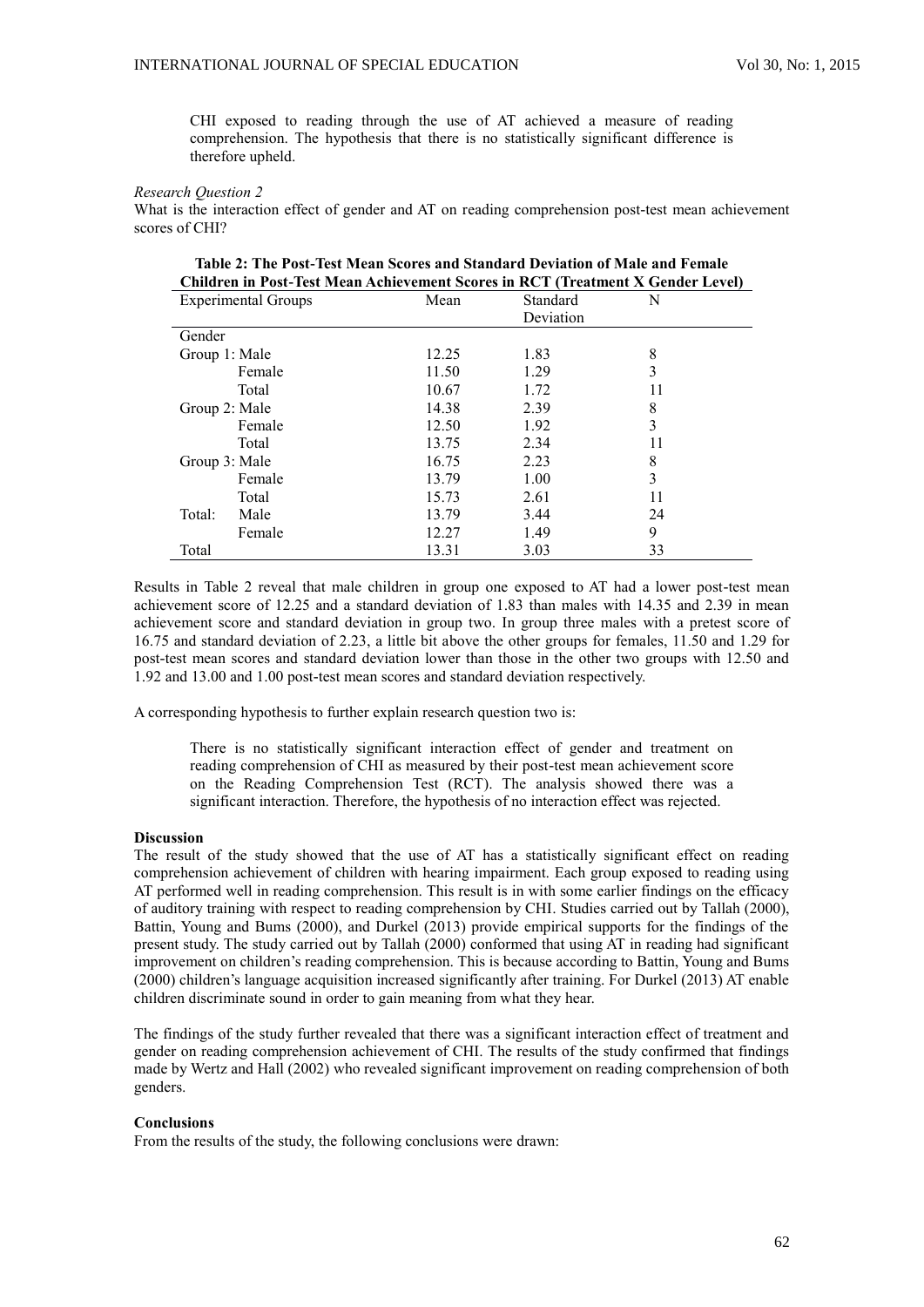CHI exposed to reading through the use of AT achieved a measure of reading comprehension. The hypothesis that there is no statistically significant difference is therefore upheld.

*Research Question 2*

What is the interaction effect of gender and AT on reading comprehension post-test mean achievement scores of CHI?

**Table 2: The Post-Test Mean Scores and Standard Deviation of Male and Female Children in Post-Test Mean Achievement Scores in RCT (Treatment X Gender Level)**

| Experimental Groups | | Mean | Standard Deviation | N |
|---|---|---|---|---|
| Gender | | | | |
| Group 1: | Male | 12.25 | 1.83 | 8 |
| | Female | 11.50 | 1.29 | 3 |
| | Total | 10.67 | 1.72 | 11 |
| Group 2: | Male | 14.38 | 2.39 | 8 |
| | Female | 12.50 | 1.92 | 3 |
| | Total | 13.75 | 2.34 | 11 |
| Group 3: | Male | 16.75 | 2.23 | 8 |
| | Female | 13.79 | 1.00 | 3 |
| | Total | 15.73 | 2.61 | 11 |
| Total: | Male | 13.79 | 3.44 | 24 |
| | Female | 12.27 | 1.49 | 9 |
| Total | | 13.31 | 3.03 | 33 |

Results in Table 2 reveal that male children in group one exposed to AT had a lower post-test mean achievement score of 12.25 and a standard deviation of 1.83 than males with 14.35 and 2.39 in mean achievement score and standard deviation in group two. In group three males with a pretest score of 16.75 and standard deviation of 2.23, a little bit above the other groups for females, 11.50 and 1.29 for post-test mean scores and standard deviation lower than those in the other two groups with 12.50 and 1.92 and 13.00 and 1.00 post-test mean scores and standard deviation respectively.

A corresponding hypothesis to further explain research question two is:

> There is no statistically significant interaction effect of gender and treatment on reading comprehension of CHI as measured by their post-test mean achievement score on the Reading Comprehension Test (RCT). The analysis showed there was a significant interaction. Therefore, the hypothesis of no interaction effect was rejected.

**Discussion**

The result of the study showed that the use of AT has a statistically significant effect on reading comprehension achievement of children with hearing impairment. Each group exposed to reading using AT performed well in reading comprehension. This result is in with some earlier findings on the efficacy of auditory training with respect to reading comprehension by CHI. Studies carried out by Tallah (2000), Battin, Young and Bums (2000), and Durkel (2013) provide empirical supports for the findings of the present study. The study carried out by Tallah (2000) conformed that using AT in reading had significant improvement on children's reading comprehension. This is because according to Battin, Young and Bums (2000) children's language acquisition increased significantly after training. For Durkel (2013) AT enable children discriminate sound in order to gain meaning from what they hear.

The findings of the study further revealed that there was a significant interaction effect of treatment and gender on reading comprehension achievement of CHI. The results of the study confirmed that findings made by Wertz and Hall (2002) who revealed significant improvement on reading comprehension of both genders.

**Conclusions**

From the results of the study, the following conclusions were drawn: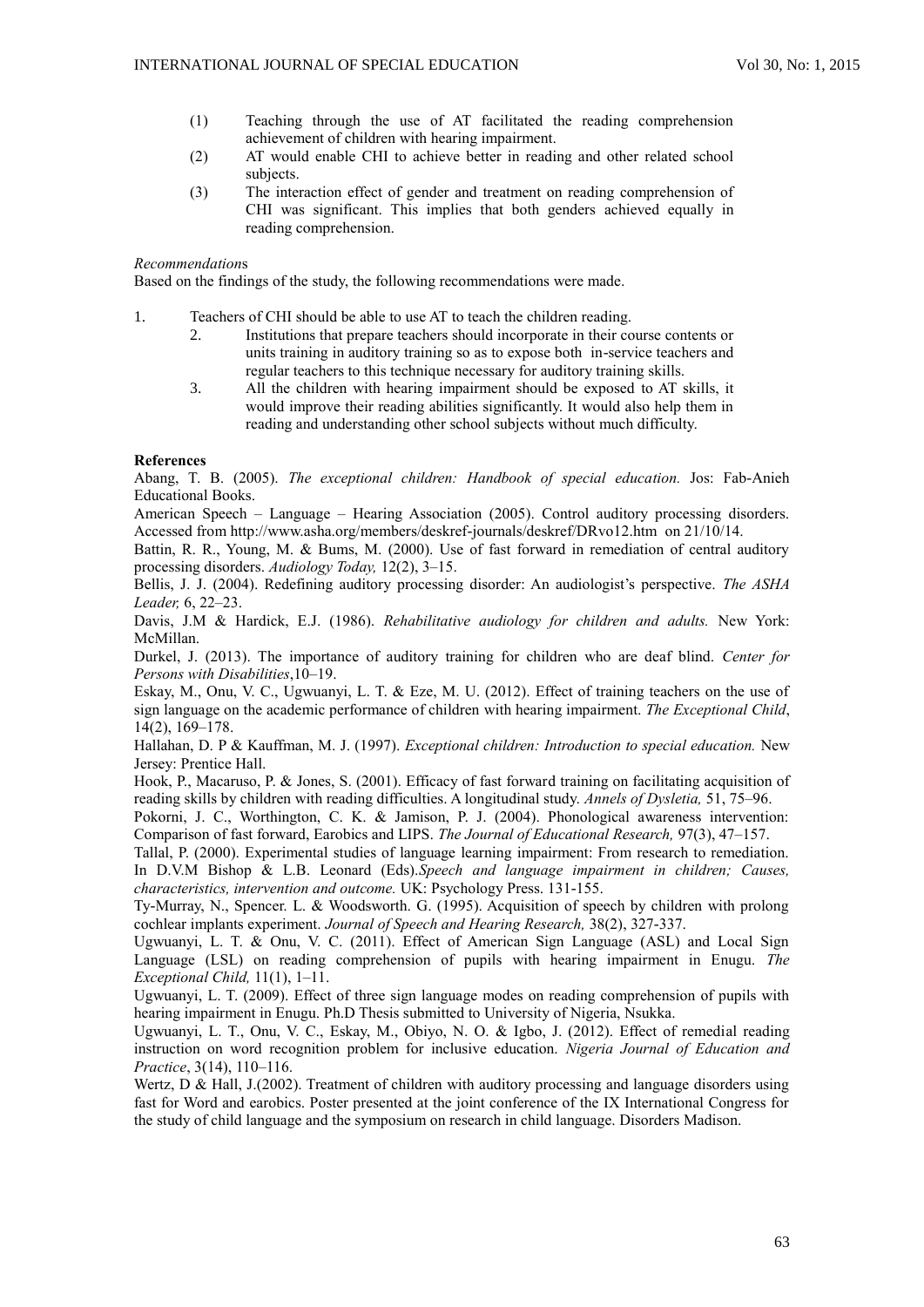(1) Teaching through the use of AT facilitated the reading comprehension achievement of children with hearing impairment.

(2) AT would enable CHI to achieve better in reading and other related school subjects.

(3) The interaction effect of gender and treatment on reading comprehension of CHI was significant. This implies that both genders achieved equally in reading comprehension.

*Recommendations*

Based on the findings of the study, the following recommendations were made.

1. Teachers of CHI should be able to use AT to teach the children reading.
2. Institutions that prepare teachers should incorporate in their course contents or units training in auditory training so as to expose both in-service teachers and regular teachers to this technique necessary for auditory training skills.
3. All the children with hearing impairment should be exposed to AT skills, it would improve their reading abilities significantly. It would also help them in reading and understanding other school subjects without much difficulty.

**References**

Abang, T. B. (2005). *The exceptional children: Handbook of special education.* Jos: Fab-Anieh Educational Books.

American Speech – Language – Hearing Association (2005). Control auditory processing disorders. Accessed from http://www.asha.org/members/deskref-journals/deskref/DRvo12.htm on 21/10/14.

Battin, R. R., Young, M. & Bums, M. (2000). Use of fast forward in remediation of central auditory processing disorders. *Audiology Today,* 12(2), 3–15.

Bellis, J. J. (2004). Redefining auditory processing disorder: An audiologist's perspective. *The ASHA Leader,* 6, 22–23.

Davis, J.M & Hardick, E.J. (1986). *Rehabilitative audiology for children and adults.* New York: McMillan.

Durkel, J. (2013). The importance of auditory training for children who are deaf blind. *Center for Persons with Disabilities*,10–19.

Eskay, M., Onu, V. C., Ugwuanyi, L. T. & Eze, M. U. (2012). Effect of training teachers on the use of sign language on the academic performance of children with hearing impairment. *The Exceptional Child*, 14(2), 169–178.

Hallahan, D. P & Kauffman, M. J. (1997). *Exceptional children: Introduction to special education.* New Jersey: Prentice Hall.

Hook, P., Macaruso, P. & Jones, S. (2001). Efficacy of fast forward training on facilitating acquisition of reading skills by children with reading difficulties. A longitudinal study. *Annels of Dysletia,* 51, 75–96.

Pokorni, J. C., Worthington, C. K. & Jamison, P. J. (2004). Phonological awareness intervention: Comparison of fast forward, Earobics and LIPS. *The Journal of Educational Research,* 97(3), 47–157.

Tallal, P. (2000). Experimental studies of language learning impairment: From research to remediation. In D.V.M Bishop & L.B. Leonard (Eds).*Speech and language impairment in children; Causes, characteristics, intervention and outcome.* UK: Psychology Press. 131-155.

Ty-Murray, N., Spencer. L. & Woodsworth. G. (1995). Acquisition of speech by children with prolong cochlear implants experiment. *Journal of Speech and Hearing Research,* 38(2), 327-337.

Ugwuanyi, L. T. & Onu, V. C. (2011). Effect of American Sign Language (ASL) and Local Sign Language (LSL) on reading comprehension of pupils with hearing impairment in Enugu. *The Exceptional Child,* 11(1), 1–11.

Ugwuanyi, L. T. (2009). Effect of three sign language modes on reading comprehension of pupils with hearing impairment in Enugu. Ph.D Thesis submitted to University of Nigeria, Nsukka.

Ugwuanyi, L. T., Onu, V. C., Eskay, M., Obiyo, N. O. & Igbo, J. (2012). Effect of remedial reading instruction on word recognition problem for inclusive education. *Nigeria Journal of Education and Practice*, 3(14), 110–116.

Wertz, D & Hall, J.(2002). Treatment of children with auditory processing and language disorders using fast for Word and earobics. Poster presented at the joint conference of the IX International Congress for the study of child language and the symposium on research in child language. Disorders Madison.